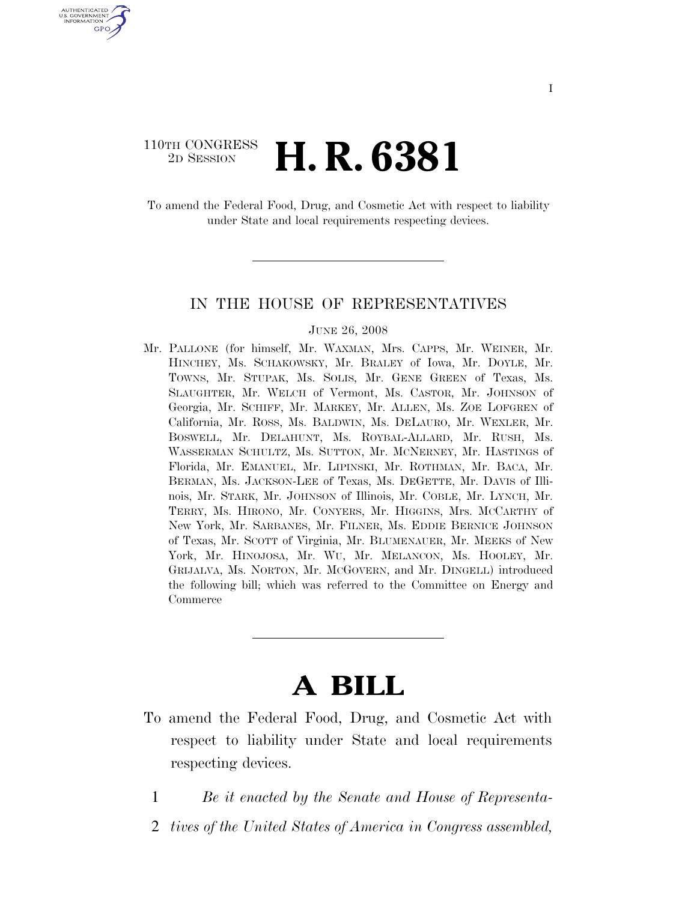110TH CONGRESS
2D SESSION

# H. R. 6381

To amend the Federal Food, Drug, and Cosmetic Act with respect to liability under State and local requirements respecting devices.

---

## IN THE HOUSE OF REPRESENTATIVES

JUNE 26, 2008

Mr. PALLONE (for himself, Mr. WAXMAN, Mrs. CAPPS, Mr. WEINER, Mr. HINCHEY, Ms. SCHAKOWSKY, Mr. BRALEY of Iowa, Mr. DOYLE, Mr. TOWNS, Mr. STUPAK, Ms. SOLIS, Mr. GENE GREEN of Texas, Ms. SLAUGHTER, Mr. WELCH of Vermont, Ms. CASTOR, Mr. JOHNSON of Georgia, Mr. SCHIFF, Mr. MARKEY, Mr. ALLEN, Ms. ZOE LOFGREN of California, Mr. ROSS, Ms. BALDWIN, Ms. DELAURO, Mr. WEXLER, Mr. BOSWELL, Mr. DELAHUNT, Ms. ROYBAL-ALLARD, Mr. RUSH, Ms. WASSERMAN SCHULTZ, Ms. SUTTON, Mr. MCNERNEY, Mr. HASTINGS of Florida, Mr. EMANUEL, Mr. LIPINSKI, Mr. ROTHMAN, Mr. BACA, Mr. BERMAN, Ms. JACKSON-LEE of Texas, Ms. DEGETTE, Mr. DAVIS of Illinois, Mr. STARK, Mr. JOHNSON of Illinois, Mr. COBLE, Mr. LYNCH, Mr. TERRY, Ms. HIRONO, Mr. CONYERS, Mr. HIGGINS, Mrs. MCCARTHY of New York, Mr. SARBANES, Mr. FILNER, Ms. EDDIE BERNICE JOHNSON of Texas, Mr. SCOTT of Virginia, Mr. BLUMENAUER, Mr. MEEKS of New York, Mr. HINOJOSA, Mr. WU, Mr. MELANCON, Ms. HOOLEY, Mr. GRIJALVA, Ms. NORTON, Mr. MCGOVERN, and Mr. DINGELL) introduced the following bill; which was referred to the Committee on Energy and Commerce

---

# A BILL

To amend the Federal Food, Drug, and Cosmetic Act with respect to liability under State and local requirements respecting devices.

1 *Be it enacted by the Senate and House of Representa-*
2 *tives of the United States of America in Congress assembled,*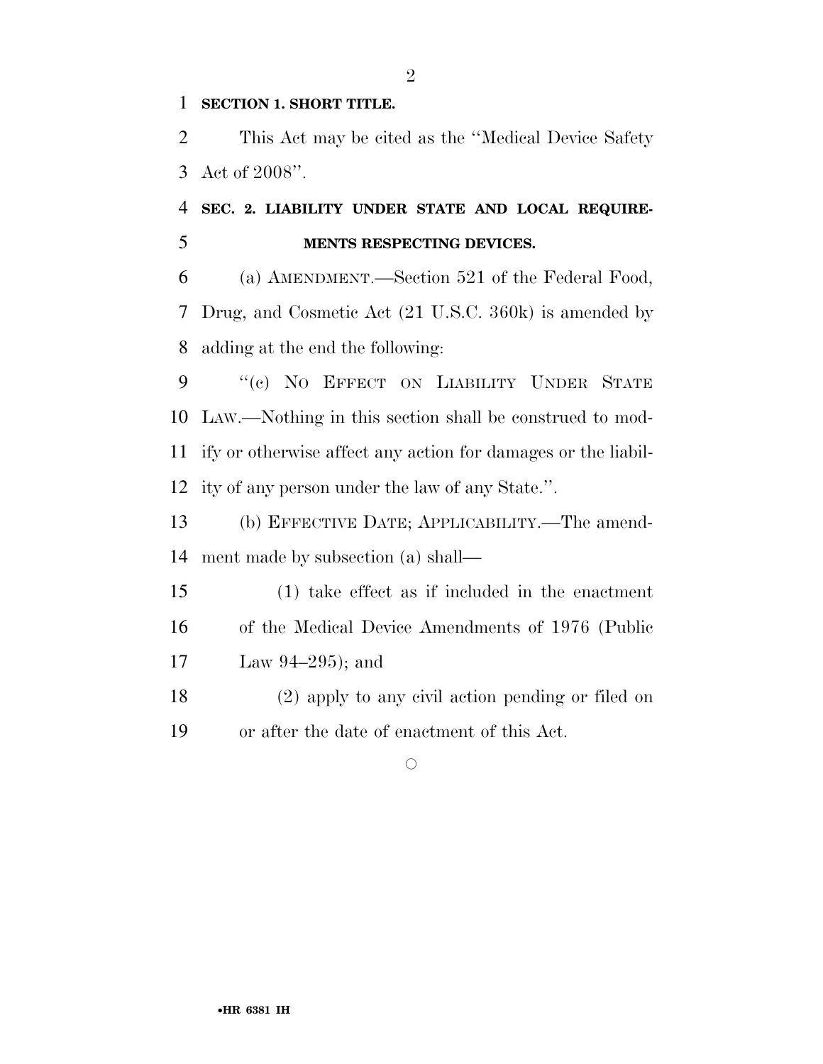**SECTION 1. SHORT TITLE.**

This Act may be cited as the ''Medical Device Safety Act of 2008''.

**SEC. 2. LIABILITY UNDER STATE AND LOCAL REQUIREMENTS RESPECTING DEVICES.**

(a) AMENDMENT.—Section 521 of the Federal Food, Drug, and Cosmetic Act (21 U.S.C. 360k) is amended by adding at the end the following:

''(c) NO EFFECT ON LIABILITY UNDER STATE LAW.—Nothing in this section shall be construed to modify or otherwise affect any action for damages or the liability of any person under the law of any State.''.

(b) EFFECTIVE DATE; APPLICABILITY.—The amendment made by subsection (a) shall—

(1) take effect as if included in the enactment of the Medical Device Amendments of 1976 (Public Law 94–295); and

(2) apply to any civil action pending or filed on or after the date of enactment of this Act.